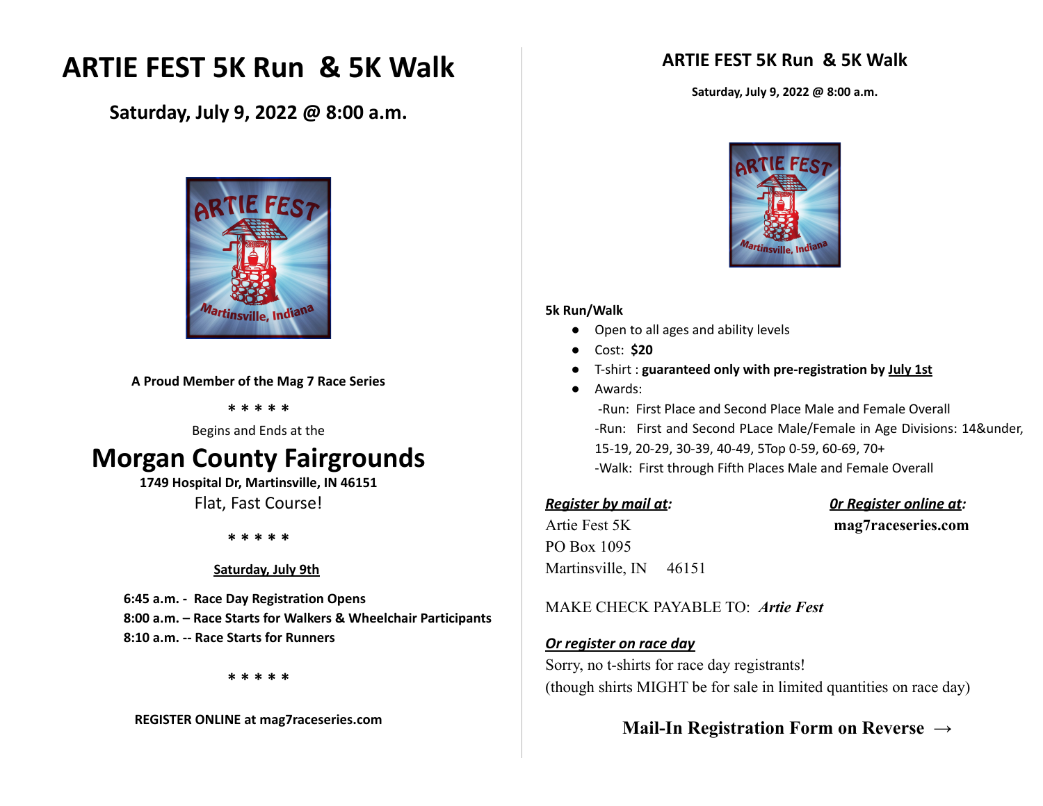# ARTIE FEST 5K Run & 5K Walk

## Saturday, July 9, 2022 @ 8:00 a.m.

**A Proud Member of the Mag 7 Race Series**

**\* \* \* \* \***

Begins and Ends at the

# Morgan County Fairgrounds

**1749 Hospital Dr, Martinsville, IN 46151**

Flat, Fast Course!

**\* \* \* \* \***

**Saturday, July 9th**

**6:45 a.m. - Race Day Registration Opens**
**8:00 a.m. – Race Starts for Walkers & Wheelchair Participants**
**8:10 a.m. -- Race Starts for Runners**

**\* \* \* \* \***

**REGISTER ONLINE at mag7raceseries.com**

## ARTIE FEST 5K Run & 5K Walk

**Saturday, July 9, 2022 @ 8:00 a.m.**

**5k Run/Walk**

- Open to all ages and ability levels
- Cost: **$20**
- T-shirt : **guaranteed only with pre-registration by July 1st**
- Awards:
  - -Run: First Place and Second Place Male and Female Overall
  - -Run: First and Second PLace Male/Female in Age Divisions: 14&under, 15-19, 20-29, 30-39, 40-49, 5Top 0-59, 60-69, 70+
  - -Walk: First through Fifth Places Male and Female Overall

***Register by mail at:***
Artie Fest 5K
PO Box 1095
Martinsville, IN 46151

***Or Register online at:***
**mag7raceseries.com**

MAKE CHECK PAYABLE TO: ***Artie Fest***

***Or register on race day***
Sorry, no t-shirts for race day registrants!
(though shirts MIGHT be for sale in limited quantities on race day)

**Mail-In Registration Form on Reverse →**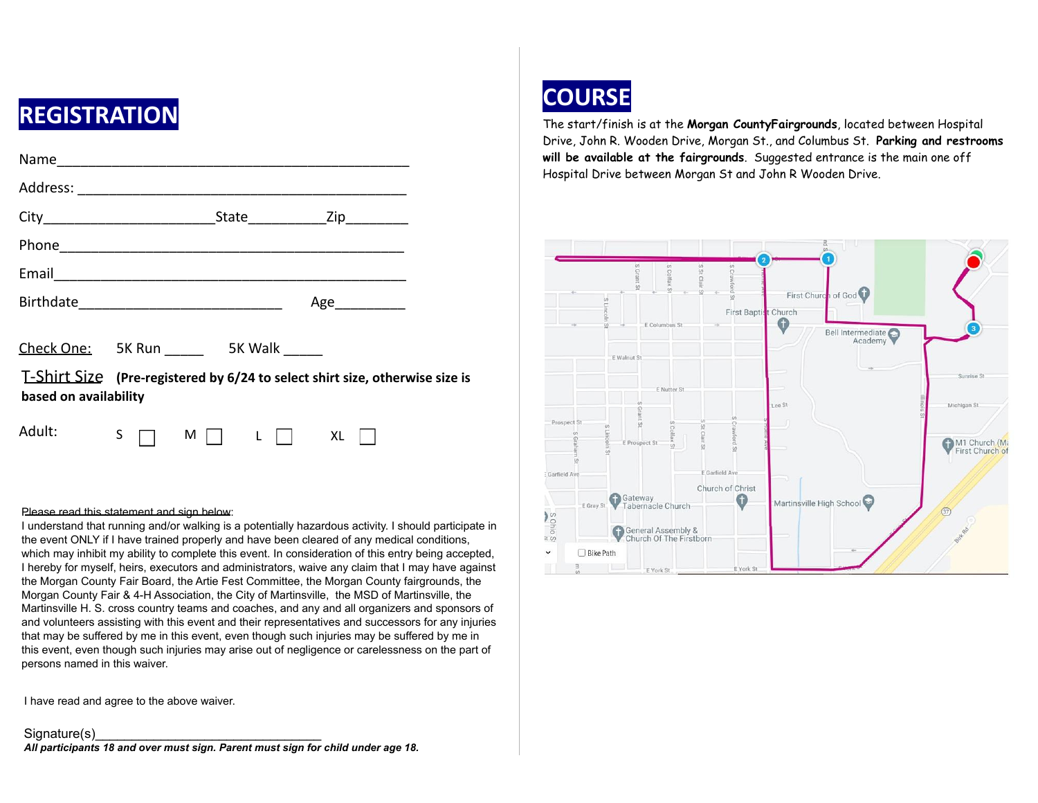# REGISTRATION

Name_______________________________________________

Address: ___________________________________________

City______________________State__________Zip________

Phone______________________________________________

Email______________________________________________

Birthdate__________________________ Age_________

Check One: 5K Run _____ 5K Walk _____

T-Shirt Size **(Pre-registered by 6/24 to select shirt size, otherwise size is based on availability**

Adult: S ☐ M ☐ L ☐ XL ☐

Please read this statement and sign below:

I understand that running and/or walking is a potentially hazardous activity. I should participate in the event ONLY if I have trained properly and have been cleared of any medical conditions, which may inhibit my ability to complete this event. In consideration of this entry being accepted, I hereby for myself, heirs, executors and administrators, waive any claim that I may have against the Morgan County Fair Board, the Artie Fest Committee, the Morgan County fairgrounds, the Morgan County Fair & 4-H Association, the City of Martinsville, the MSD of Martinsville, the Martinsville H. S. cross country teams and coaches, and any and all organizers and sponsors of and volunteers assisting with this event and their representatives and successors for any injuries that may be suffered by me in this event, even though such injuries may be suffered by me in this event, even though such injuries may arise out of negligence or carelessness on the part of persons named in this waiver.

I have read and agree to the above waiver.

Signature(s)________________________________

***All participants 18 and over must sign. Parent must sign for child under age 18.***

# COURSE

The start/finish is at the **Morgan CountyFairgrounds**, located between Hospital Drive, John R. Wooden Drive, Morgan St., and Columbus St. **Parking and restrooms will be available at the fairgrounds**. Suggested entrance is the main one off Hospital Drive between Morgan St and John R Wooden Drive.